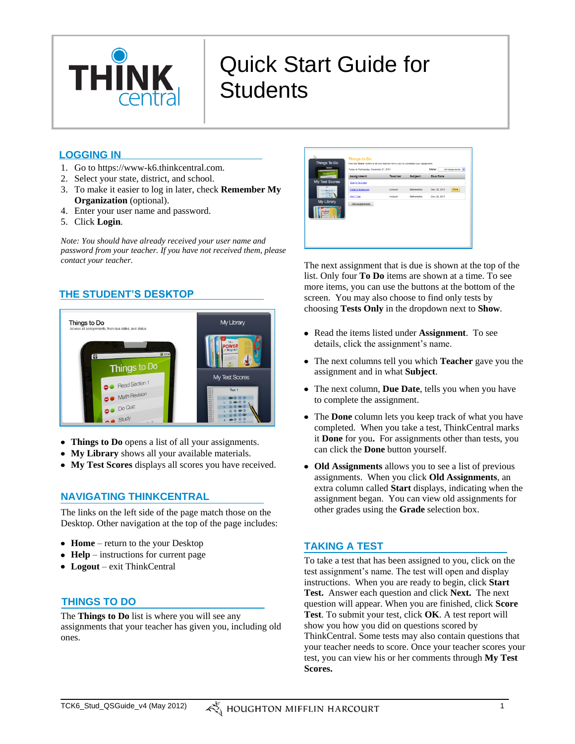# Quick Start Guide for Students

## LOGGING IN

1. Go to https://www-k6.thinkcentral.com.
2. Select your state, district, and school.
3. To make it easier to log in later, check **Remember My Organization** (optional).
4. Enter your user name and password.
5. Click **Login**.

*Note: You should have already received your user name and password from your teacher. If you have not received them, please contact your teacher.*

## THE STUDENT'S DESKTOP

- **Things to Do** opens a list of all your assignments.
- **My Library** shows all your available materials.
- **My Test Scores** displays all scores you have received.

## NAVIGATING THINKCENTRAL

The links on the left side of the page match those on the Desktop. Other navigation at the top of the page includes:

- **Home** – return to the your Desktop
- **Help** – instructions for current page
- **Logout** – exit ThinkCentral

## THINGS TO DO

The **Things to Do** list is where you will see any assignments that your teacher has given you, including old ones.

The next assignment that is due is shown at the top of the list. Only four **To Do** items are shown at a time. To see more items, you can use the buttons at the bottom of the screen. You may also choose to find only tests by choosing **Tests Only** in the dropdown next to **Show**.

- Read the items listed under **Assignment**. To see details, click the assignment's name.
- The next columns tell you which **Teacher** gave you the assignment and in what **Subject**.
- The next column, **Due Date**, tells you when you have to complete the assignment.
- The **Done** column lets you keep track of what you have completed. When you take a test, ThinkCentral marks it **Done** for you. For assignments other than tests, you can click the **Done** button yourself.
- **Old Assignments** allows you to see a list of previous assignments. When you click **Old Assignments**, an extra column called **Start** displays, indicating when the assignment began. You can view old assignments for other grades using the **Grade** selection box.

## TAKING A TEST

To take a test that has been assigned to you, click on the test assignment's name. The test will open and display instructions. When you are ready to begin, click **Start Test.** Answer each question and click **Next.** The next question will appear. When you are finished, click **Score Test**. To submit your test, click **OK**. A test report will show you how you did on questions scored by ThinkCentral. Some tests may also contain questions that your teacher needs to score. Once your teacher scores your test, you can view his or her comments through **My Test Scores.**

TCK6_Stud_QSGuide_v4 (May 2012)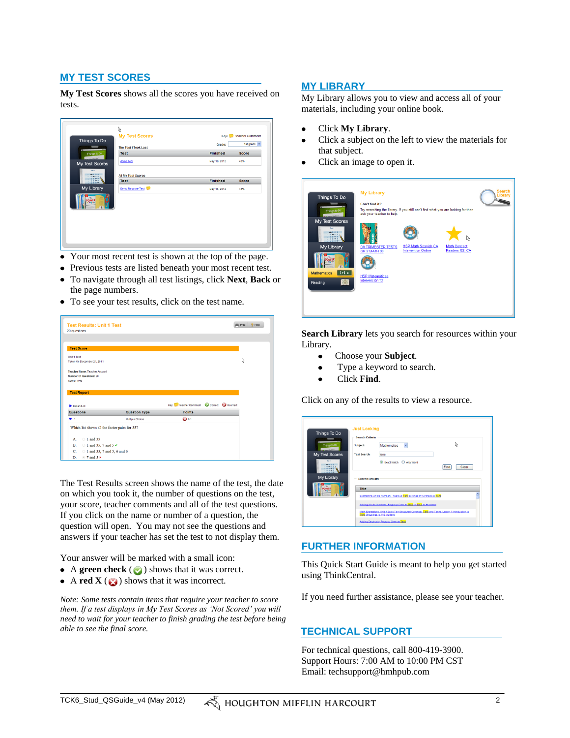## MY TEST SCORES

**My Test Scores** shows all the scores you have received on tests.

- Your most recent test is shown at the top of the page.
- Previous tests are listed beneath your most recent test.
- To navigate through all test listings, click **Next**, **Back** or the page numbers.
- To see your test results, click on the test name.

The Test Results screen shows the name of the test, the date on which you took it, the number of questions on the test, your score, teacher comments and all of the test questions. If you click on the name or number of a question, the question will open. You may not see the questions and answers if your teacher has set the test to not display them.

Your answer will be marked with a small icon:

- A **green check** ( ) shows that it was correct.
- A **red X** ( ) shows that it was incorrect.

*Note: Some tests contain items that require your teacher to score them. If a test displays in My Test Scores as 'Not Scored' you will need to wait for your teacher to finish grading the test before being able to see the final score.*

## MY LIBRARY

My Library allows you to view and access all of your materials, including your online book.

- Click **My Library**.
- Click a subject on the left to view the materials for that subject.
- Click an image to open it.

**Search Library** lets you search for resources within your Library.

- Choose your **Subject**.
- Type a keyword to search.
- Click **Find**.

Click on any of the results to view a resource.

## FURTHER INFORMATION

This Quick Start Guide is meant to help you get started using ThinkCentral.

If you need further assistance, please see your teacher.

## TECHNICAL SUPPORT

For technical questions, call 800-419-3900.
Support Hours: 7:00 AM to 10:00 PM CST
Email: techsupport@hmhpub.com

TCK6_Stud_QSGuide_v4 (May 2012)